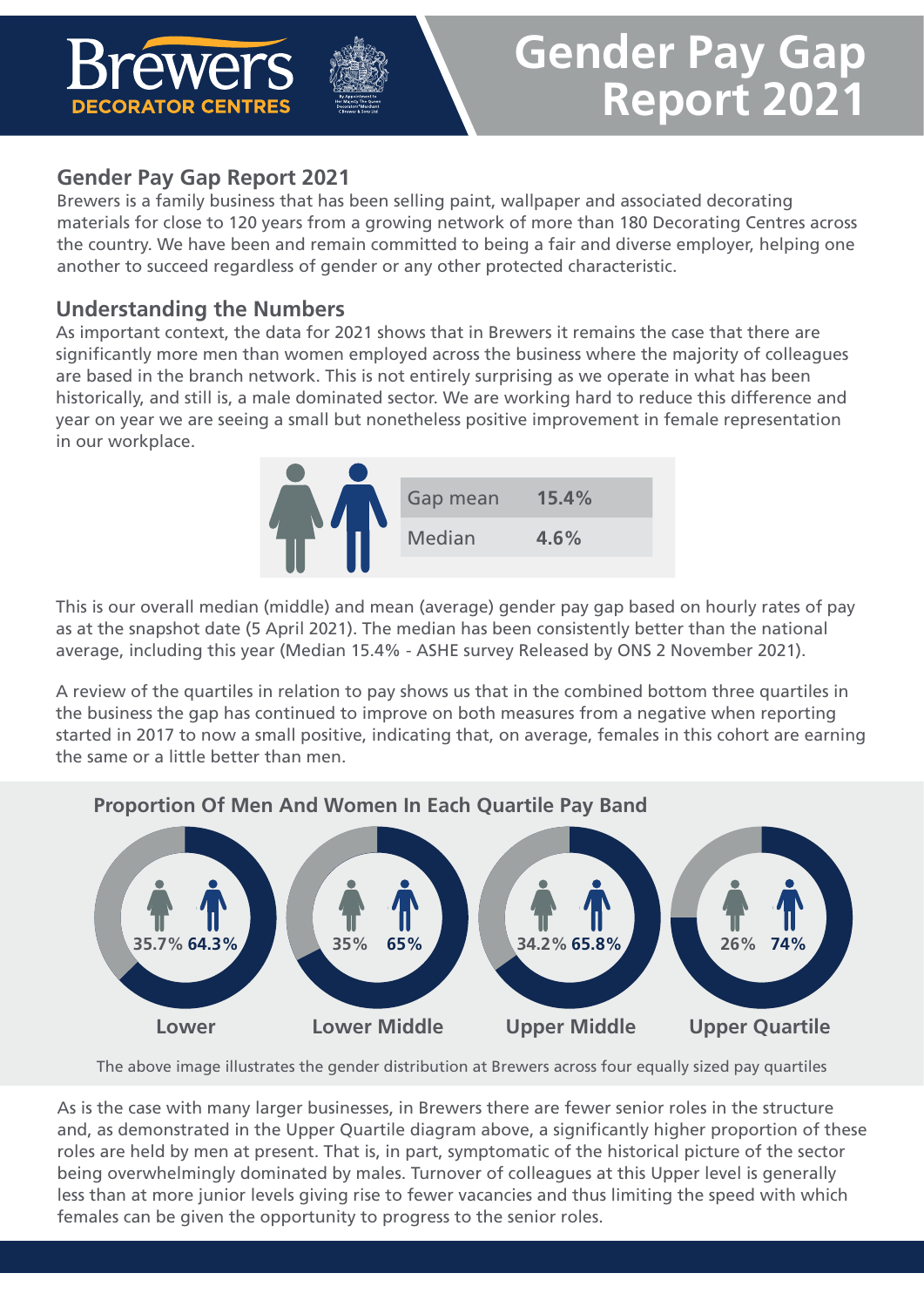# Gender Pay Gap Report 2021

## Gender Pay Gap Report 2021

Brewers is a family business that has been selling paint, wallpaper and associated decorating materials for close to 120 years from a growing network of more than 180 Decorating Centres across the country. We have been and remain committed to being a fair and diverse employer, helping one another to succeed regardless of gender or any other protected characteristic.

## Understanding the Numbers

As important context, the data for 2021 shows that in Brewers it remains the case that there are significantly more men than women employed across the business where the majority of colleagues are based in the branch network. This is not entirely surprising as we operate in what has been historically, and still is, a male dominated sector. We are working hard to reduce this difference and year on year we are seeing a small but nonetheless positive improvement in female representation in our workplace.

| | |
|---|---|
| Gap mean | 15.4% |
| Median | 4.6% |

This is our overall median (middle) and mean (average) gender pay gap based on hourly rates of pay as at the snapshot date (5 April 2021). The median has been consistently better than the national average, including this year (Median 15.4% - ASHE survey Released by ONS 2 November 2021).

A review of the quartiles in relation to pay shows us that in the combined bottom three quartiles in the business the gap has continued to improve on both measures from a negative when reporting started in 2017 to now a small positive, indicating that, on average, females in this cohort are earning the same or a little better than men.

### Proportion Of Men And Women In Each Quartile Pay Band

| | Women | Men |
|---|---|---|
| Lower | 35.7% | 64.3% |
| Lower Middle | 35% | 65% |
| Upper Middle | 34.2% | 65.8% |
| Upper Quartile | 26% | 74% |

The above image illustrates the gender distribution at Brewers across four equally sized pay quartiles

As is the case with many larger businesses, in Brewers there are fewer senior roles in the structure and, as demonstrated in the Upper Quartile diagram above, a significantly higher proportion of these roles are held by men at present. That is, in part, symptomatic of the historical picture of the sector being overwhelmingly dominated by males. Turnover of colleagues at this Upper level is generally less than at more junior levels giving rise to fewer vacancies and thus limiting the speed with which females can be given the opportunity to progress to the senior roles.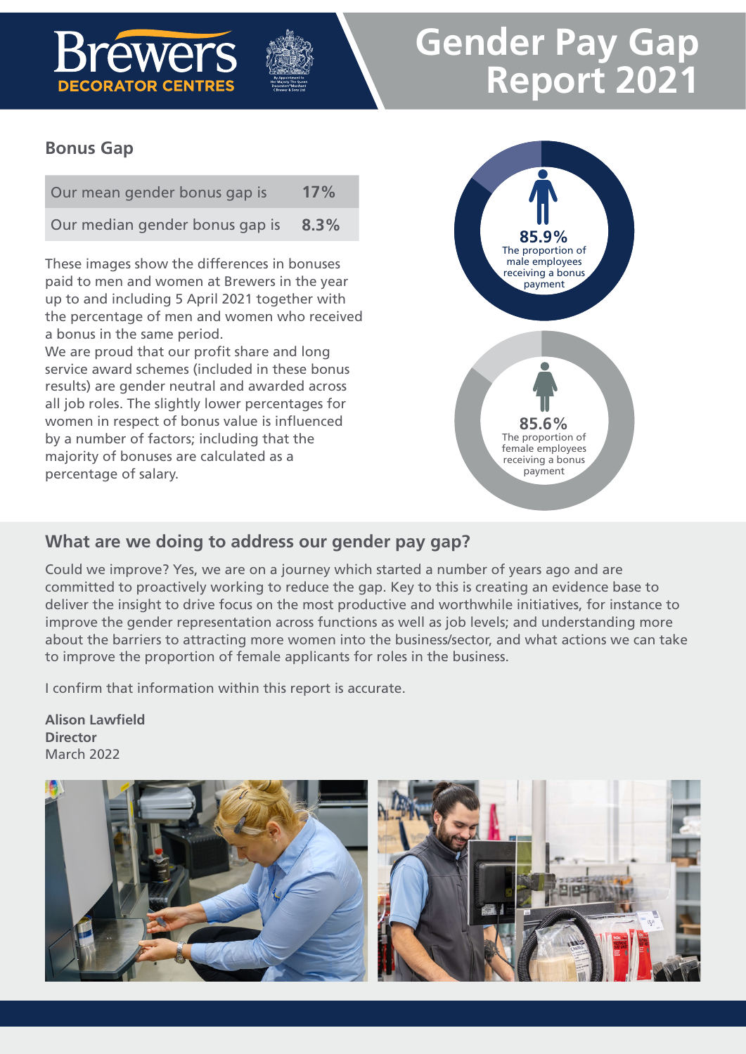Brewers
DECORATOR CENTRES

# Gender Pay Gap Report 2021

## Bonus Gap

| | |
|---|---|
| Our mean gender bonus gap is | 17% |
| Our median gender bonus gap is | 8.3% |

These images show the differences in bonuses paid to men and women at Brewers in the year up to and including 5 April 2021 together with the percentage of men and women who received a bonus in the same period.

We are proud that our profit share and long service award schemes (included in these bonus results) are gender neutral and awarded across all job roles. The slightly lower percentages for women in respect of bonus value is influenced by a number of factors; including that the majority of bonuses are calculated as a percentage of salary.

85.9%
The proportion of male employees receiving a bonus payment

85.6%
The proportion of female employees receiving a bonus payment

## What are we doing to address our gender pay gap?

Could we improve? Yes, we are on a journey which started a number of years ago and are committed to proactively working to reduce the gap. Key to this is creating an evidence base to deliver the insight to drive focus on the most productive and worthwhile initiatives, for instance to improve the gender representation across functions as well as job levels; and understanding more about the barriers to attracting more women into the business/sector, and what actions we can take to improve the proportion of female applicants for roles in the business.

I confirm that information within this report is accurate.

**Alison Lawfield**
**Director**
March 2022